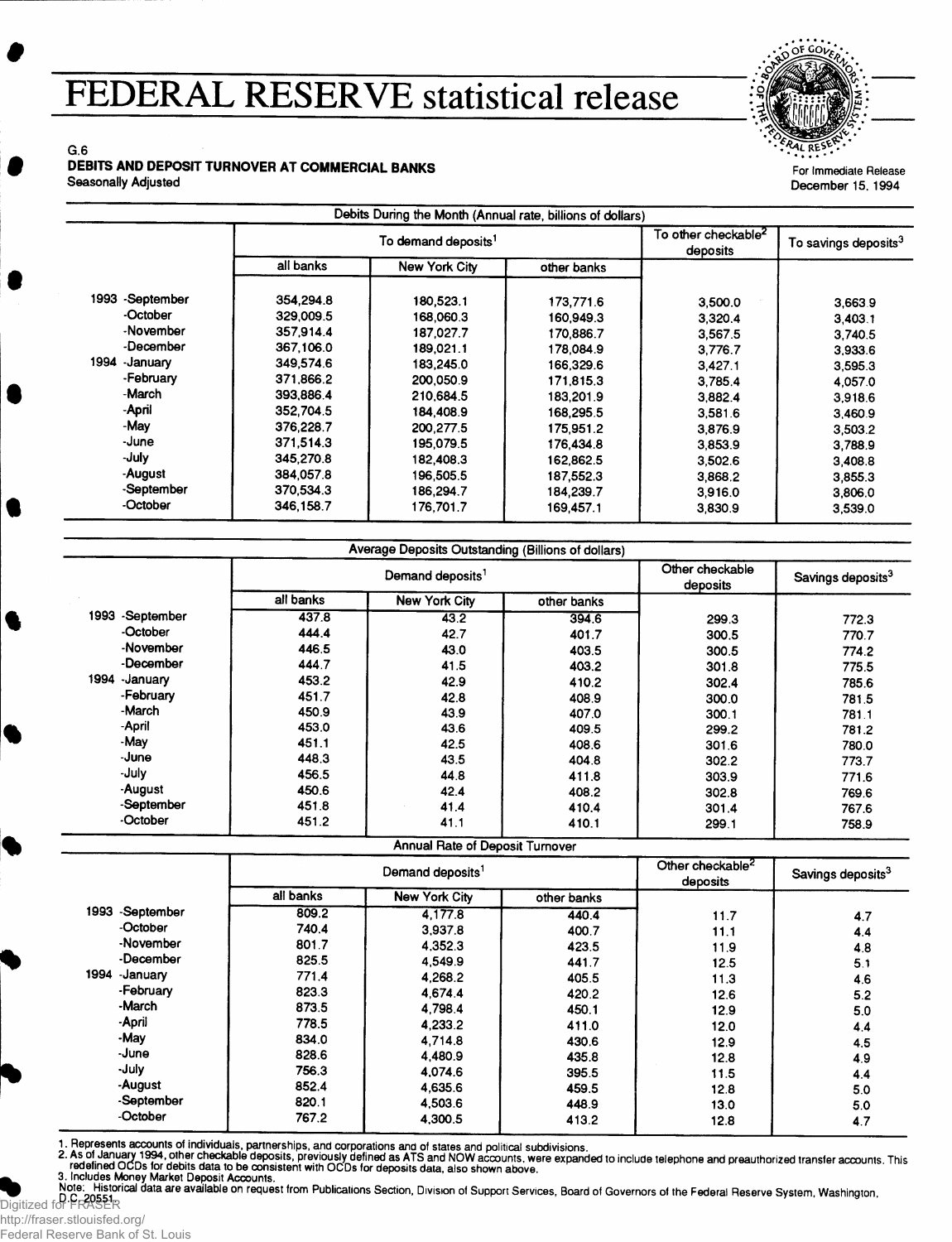# FEDERAL RESERVE statistical release

G.6

**DEBITS AND DEPOSIT TURNOVER AT COMMERCIAL BANKS**

Seasonally Adjusted

For Immediate Release
December 15, 1994

**Debits During the Month (Annual rate, billions of dollars)**

| | To demand deposits[1] | | | To other checkable[2] deposits | To savings deposits[3] |
|---|---|---|---|---|---|
| | all banks | New York City | other banks | | |
| 1993 -September | 354,294.8 | 180,523.1 | 173,771.6 | 3,500.0 | 3,663.9 |
| -October | 329,009.5 | 168,060.3 | 160,949.3 | 3,320.4 | 3,403.1 |
| -November | 357,914.4 | 187,027.7 | 170,886.7 | 3,567.5 | 3,740.5 |
| -December | 367,106.0 | 189,021.1 | 178,084.9 | 3,776.7 | 3,933.6 |
| 1994 -January | 349,574.6 | 183,245.0 | 166,329.6 | 3,427.1 | 3,595.3 |
| -February | 371,866.2 | 200,050.9 | 171,815.3 | 3,785.4 | 4,057.0 |
| -March | 393,886.4 | 210,684.5 | 183,201.9 | 3,882.4 | 3,918.6 |
| -April | 352,704.5 | 184,408.9 | 168,295.5 | 3,581.6 | 3,460.9 |
| -May | 376,228.7 | 200,277.5 | 175,951.2 | 3,876.9 | 3,503.2 |
| -June | 371,514.3 | 195,079.5 | 176,434.8 | 3,853.9 | 3,788.9 |
| -July | 345,270.8 | 182,408.3 | 162,862.5 | 3,502.6 | 3,408.8 |
| -August | 384,057.8 | 196,505.5 | 187,552.3 | 3,868.2 | 3,855.3 |
| -September | 370,534.3 | 186,294.7 | 184,239.7 | 3,916.0 | 3,806.0 |
| -October | 346,158.7 | 176,701.7 | 169,457.1 | 3,830.9 | 3,539.0 |

**Average Deposits Outstanding (Billions of dollars)**

| | Demand deposits[1] | | | Other checkable deposits | Savings deposits[3] |
|---|---|---|---|---|---|
| | all banks | New York City | other banks | | |
| 1993 -September | 437.8 | 43.2 | 394.6 | 299.3 | 772.3 |
| -October | 444.4 | 42.7 | 401.7 | 300.5 | 770.7 |
| -November | 446.5 | 43.0 | 403.5 | 300.5 | 774.2 |
| -December | 444.7 | 41.5 | 403.2 | 301.8 | 775.5 |
| 1994 -January | 453.2 | 42.9 | 410.2 | 302.4 | 785.6 |
| -February | 451.7 | 42.8 | 408.9 | 300.0 | 781.5 |
| -March | 450.9 | 43.9 | 407.0 | 300.1 | 781.1 |
| -April | 453.0 | 43.6 | 409.5 | 299.2 | 781.2 |
| -May | 451.1 | 42.5 | 408.6 | 301.6 | 780.0 |
| -June | 448.3 | 43.5 | 404.8 | 302.2 | 773.7 |
| -July | 456.5 | 44.8 | 411.8 | 303.9 | 771.6 |
| -August | 450.6 | 42.4 | 408.2 | 302.8 | 769.6 |
| -September | 451.8 | 41.4 | 410.4 | 301.4 | 767.6 |
| -October | 451.2 | 41.1 | 410.1 | 299.1 | 758.9 |

**Annual Rate of Deposit Turnover**

| | Demand deposits[1] | | | Other checkable[2] deposits | Savings deposits[3] |
|---|---|---|---|---|---|
| | all banks | New York City | other banks | | |
| 1993 -September | 809.2 | 4,177.8 | 440.4 | 11.7 | 4.7 |
| -October | 740.4 | 3,937.8 | 400.7 | 11.1 | 4.4 |
| -November | 801.7 | 4,352.3 | 423.5 | 11.9 | 4.8 |
| -December | 825.5 | 4,549.9 | 441.7 | 12.5 | 5.1 |
| 1994 -January | 771.4 | 4,268.2 | 405.5 | 11.3 | 4.6 |
| -February | 823.3 | 4,674.4 | 420.2 | 12.6 | 5.2 |
| -March | 873.5 | 4,798.4 | 450.1 | 12.9 | 5.0 |
| -April | 778.5 | 4,233.2 | 411.0 | 12.0 | 4.4 |
| -May | 834.0 | 4,714.8 | 430.6 | 12.9 | 4.5 |
| -June | 828.6 | 4,480.9 | 435.8 | 12.8 | 4.9 |
| -July | 756.3 | 4,074.6 | 395.5 | 11.5 | 4.4 |
| -August | 852.4 | 4,635.6 | 459.5 | 12.8 | 5.0 |
| -September | 820.1 | 4,503.6 | 448.9 | 13.0 | 5.0 |
| -October | 767.2 | 4,300.5 | 413.2 | 12.8 | 4.7 |

1. Represents accounts of individuals, partnerships, and corporations and of states and political subdivisions.
2. As of January 1994, other checkable deposits, previously defined as ATS and NOW accounts, were expanded to include telephone and preauthorized transfer accounts. This redefined OCDs for debits data to be consistent with OCDs for deposits data, also shown above.
3. Includes Money Market Deposit Accounts.

Note: Historical data are available on request from Publications Section, Division of Support Services, Board of Governors of the Federal Reserve System, Washington, D.C. 20551.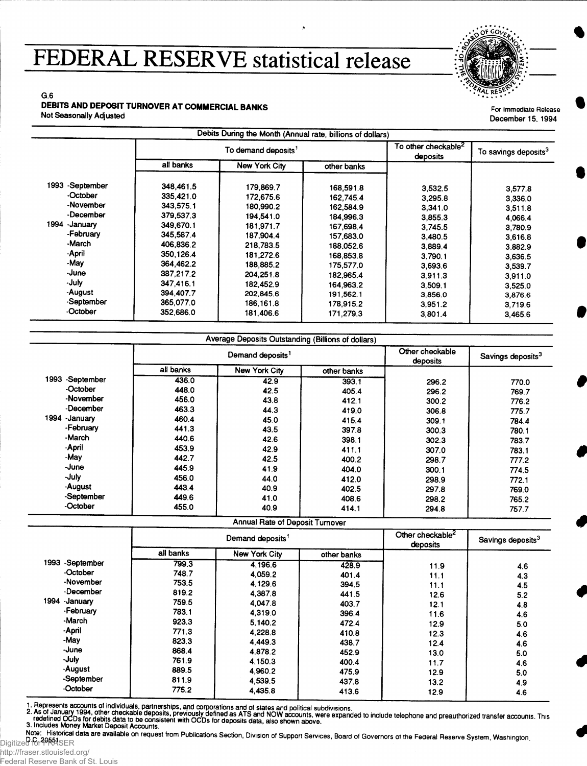# FEDERAL RESERVE statistical release

G.6

**DEBITS AND DEPOSIT TURNOVER AT COMMERCIAL BANKS**

Not Seasonally Adjusted

For Immediate Release
December 15, 1994

| Debits During the Month (Annual rate, billions of dollars) | | | | | |
|---|---|---|---|---|---|
| | To demand deposits[1] | | | To other checkable[2] deposits | To savings deposits[3] |
| | all banks | New York City | other banks | | |
| 1993 -September | 348,461.5 | 179,869.7 | 168,591.8 | 3,532.5 | 3,577.8 |
| -October | 335,421.0 | 172,675.6 | 162,745.4 | 3,295.8 | 3,336.0 |
| -November | 343,575.1 | 180,990.2 | 162,584.9 | 3,341.0 | 3,511.8 |
| -December | 379,537.3 | 194,541.0 | 184,996.3 | 3,855.3 | 4,066.4 |
| 1994 -January | 349,670.1 | 181,971.7 | 167,698.4 | 3,745.5 | 3,780.9 |
| -February | 345,587.4 | 187,904.4 | 157,683.0 | 3,480.5 | 3,616.8 |
| -March | 406,836.2 | 218,783.5 | 188,052.6 | 3,889.4 | 3,882.9 |
| -April | 350,126.4 | 181,272.6 | 168,853.8 | 3,790.1 | 3,636.5 |
| -May | 364,462.2 | 188,885.2 | 175,577.0 | 3,693.6 | 3,539.7 |
| -June | 387,217.2 | 204,251.8 | 182,965.4 | 3,911.3 | 3,911.0 |
| -July | 347,416.1 | 182,452.9 | 164,963.2 | 3,509.1 | 3,525.0 |
| -August | 394,407.7 | 202,845.6 | 191,562.1 | 3,856.0 | 3,876.6 |
| -September | 365,077.0 | 186,161.8 | 178,915.2 | 3,951.2 | 3,719.6 |
| -October | 352,686.0 | 181,406.6 | 171,279.3 | 3,801.4 | 3,465.6 |

| Average Deposits Outstanding (Billions of dollars) | | | | | |
|---|---|---|---|---|---|
| | Demand deposits[1] | | | Other checkable deposits | Savings deposits[3] |
| | all banks | New York City | other banks | | |
| 1993 -September | 436.0 | 42.9 | 393.1 | 296.2 | 770.0 |
| -October | 448.0 | 42.5 | 405.4 | 296.2 | 769.7 |
| -November | 456.0 | 43.8 | 412.1 | 300.2 | 776.2 |
| -December | 463.3 | 44.3 | 419.0 | 306.8 | 775.7 |
| 1994 -January | 460.4 | 45.0 | 415.4 | 309.1 | 784.4 |
| -February | 441.3 | 43.5 | 397.8 | 300.3 | 780.1 |
| -March | 440.6 | 42.6 | 398.1 | 302.3 | 783.7 |
| -April | 453.9 | 42.9 | 411.1 | 307.0 | 783.1 |
| -May | 442.7 | 42.5 | 400.2 | 298.7 | 777.2 |
| -June | 445.9 | 41.9 | 404.0 | 300.1 | 774.5 |
| -July | 456.0 | 44.0 | 412.0 | 298.9 | 772.1 |
| -August | 443.4 | 40.9 | 402.5 | 297.8 | 769.0 |
| -September | 449.6 | 41.0 | 408.6 | 298.2 | 765.2 |
| -October | 455.0 | 40.9 | 414.1 | 294.8 | 757.7 |

| Annual Rate of Deposit Turnover | | | | | |
|---|---|---|---|---|---|
| | Demand deposits[1] | | | Other checkable[2] deposits | Savings deposits[3] |
| | all banks | New York City | other banks | | |
| 1993 -September | 799.3 | 4,196.6 | 428.9 | 11.9 | 4.6 |
| -October | 748.7 | 4,059.2 | 401.4 | 11.1 | 4.3 |
| -November | 753.5 | 4,129.6 | 394.5 | 11.1 | 4.5 |
| -December | 819.2 | 4,387.8 | 441.5 | 12.6 | 5.2 |
| 1994 -January | 759.5 | 4,047.8 | 403.7 | 12.1 | 4.8 |
| -February | 783.1 | 4,319.0 | 396.4 | 11.6 | 4.6 |
| -March | 923.3 | 5,140.2 | 472.4 | 12.9 | 5.0 |
| -April | 771.3 | 4,228.8 | 410.8 | 12.3 | 4.6 |
| -May | 823.3 | 4,449.3 | 438.7 | 12.4 | 4.6 |
| -June | 868.4 | 4,878.2 | 452.9 | 13.0 | 5.0 |
| -July | 761.9 | 4,150.3 | 400.4 | 11.7 | 4.6 |
| -August | 889.5 | 4,960.2 | 475.9 | 12.9 | 5.0 |
| -September | 811.9 | 4,539.5 | 437.8 | 13.2 | 4.9 |
| -October | 775.2 | 4,435.8 | 413.6 | 12.9 | 4.6 |

1. Represents accounts of individuals, partnerships, and corporations and of states and political subdivisions.
2. As of January 1994, other checkable deposits, previously defined as ATS and NOW accounts, were expanded to include telephone and preauthorized transfer accounts. This redefined OCDs for debits data to be consistent with OCDs for deposits data, also shown above.
3. Includes Money Market Deposit Accounts.

Note: Historical data are available on request from Publications Section, Division of Support Services, Board of Governors of the Federal Reserve System, Washington, D.C. 20551.